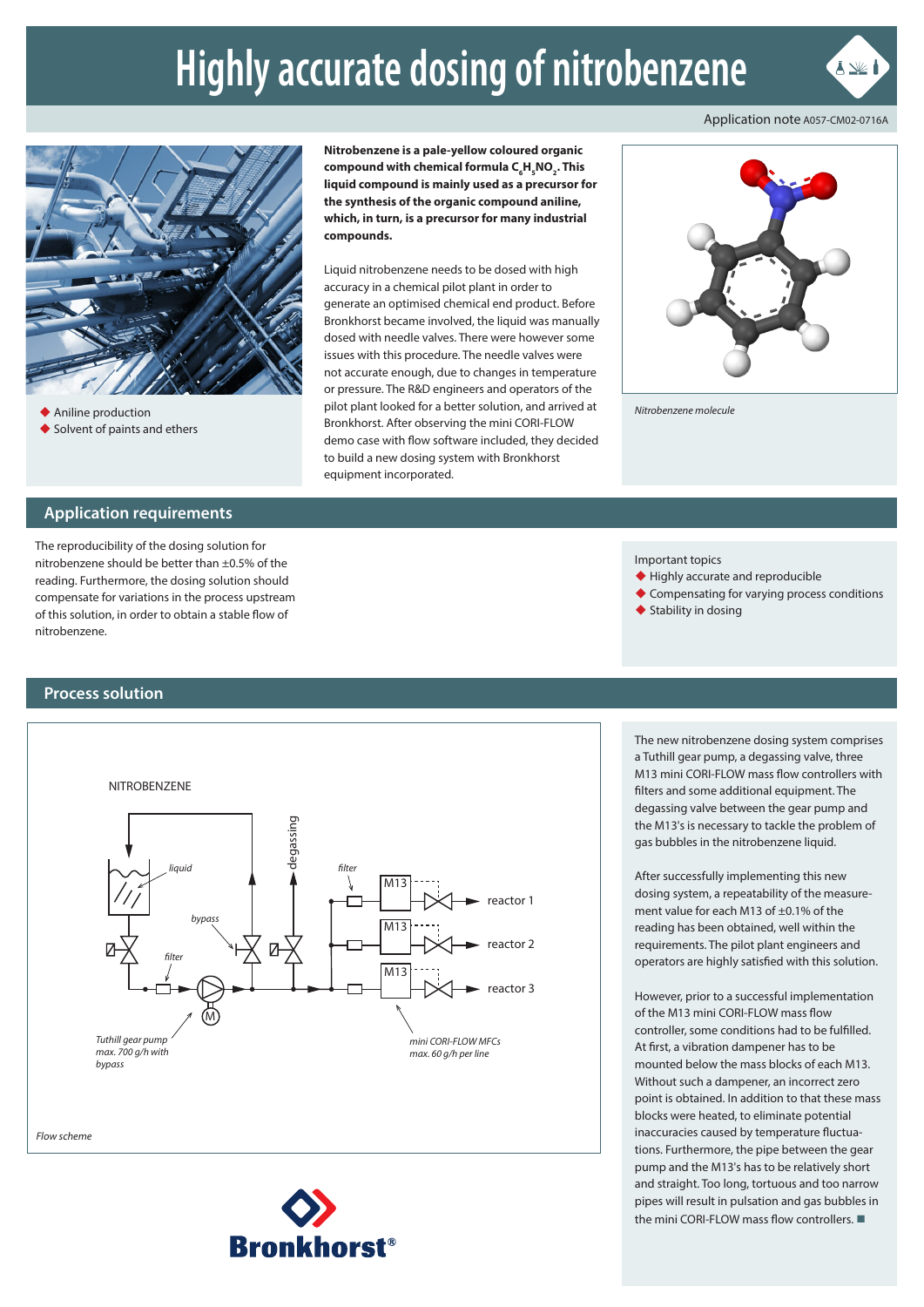# Highly accurate dosing of nitrobenzene

Application note A057-CM02-0716A

- Aniline production
- Solvent of paints and ethers

**Nitrobenzene is a pale-yellow coloured organic compound with chemical formula $C_6H_5NO_2$. This liquid compound is mainly used as a precursor for the synthesis of the organic compound aniline, which, in turn, is a precursor for many industrial compounds.**

Liquid nitrobenzene needs to be dosed with high accuracy in a chemical pilot plant in order to generate an optimised chemical end product. Before Bronkhorst became involved, the liquid was manually dosed with needle valves. There were however some issues with this procedure. The needle valves were not accurate enough, due to changes in temperature or pressure. The R&D engineers and operators of the pilot plant looked for a better solution, and arrived at Bronkhorst. After observing the mini CORI-FLOW demo case with flow software included, they decided to build a new dosing system with Bronkhorst equipment incorporated.

*Nitrobenzene molecule*

## Application requirements

The reproducibility of the dosing solution for nitrobenzene should be better than ±0.5% of the reading. Furthermore, the dosing solution should compensate for variations in the process upstream of this solution, in order to obtain a stable flow of nitrobenzene.

Important topics

- Highly accurate and reproducible
- Compensating for varying process conditions
- Stability in dosing

## Process solution

*Flow scheme*

The new nitrobenzene dosing system comprises a Tuthill gear pump, a degassing valve, three M13 mini CORI-FLOW mass flow controllers with filters and some additional equipment. The degassing valve between the gear pump and the M13's is necessary to tackle the problem of gas bubbles in the nitrobenzene liquid.

After successfully implementing this new dosing system, a repeatability of the measurement value for each M13 of ±0.1% of the reading has been obtained, well within the requirements. The pilot plant engineers and operators are highly satisfied with this solution.

However, prior to a successful implementation of the M13 mini CORI-FLOW mass flow controller, some conditions had to be fulfilled. At first, a vibration dampener has to be mounted below the mass blocks of each M13. Without such a dampener, an incorrect zero point is obtained. In addition to that these mass blocks were heated, to eliminate potential inaccuracies caused by temperature fluctuations. Furthermore, the pipe between the gear pump and the M13's has to be relatively short and straight. Too long, tortuous and too narrow pipes will result in pulsation and gas bubbles in the mini CORI-FLOW mass flow controllers. ■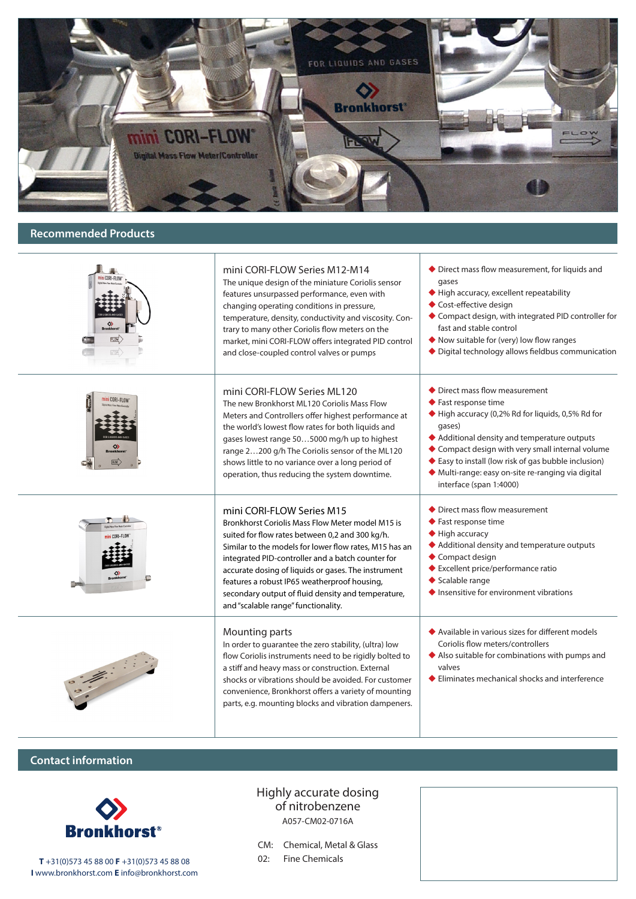## Recommended Products

| | | |
|---|---|---|
| | **mini CORI-FLOW Series M12-M14**<br>The unique design of the miniature Coriolis sensor features unsurpassed performance, even with changing operating conditions in pressure, temperature, density, conductivity and viscosity. Contrary to many other Coriolis flow meters on the market, mini CORI-FLOW offers integrated PID control and close-coupled control valves or pumps | ◆ Direct mass flow measurement, for liquids and gases<br>◆ High accuracy, excellent repeatability<br>◆ Cost-effective design<br>◆ Compact design, with integrated PID controller for fast and stable control<br>◆ Now suitable for (very) low flow ranges<br>◆ Digital technology allows fieldbus communication |
| | **mini CORI-FLOW Series ML120**<br>The new Bronkhorst ML120 Coriolis Mass Flow Meters and Controllers offer highest performance at the world's lowest flow rates for both liquids and gases lowest range 50…5000 mg/h up to highest range 2…200 g/h The Coriolis sensor of the ML120 shows little to no variance over a long period of operation, thus reducing the system downtime. | ◆ Direct mass flow measurement<br>◆ Fast response time<br>◆ High accuracy (0,2% Rd for liquids, 0,5% Rd for gases)<br>◆ Additional density and temperature outputs<br>◆ Compact design with very small internal volume<br>◆ Easy to install (low risk of gas bubble inclusion)<br>◆ Multi-range: easy on-site re-ranging via digital interface (span 1:4000) |
| | **mini CORI-FLOW Series M15**<br>Bronkhorst Coriolis Mass Flow Meter model M15 is suited for flow rates between 0,2 and 300 kg/h. Similar to the models for lower flow rates, M15 has an integrated PID-controller and a batch counter for accurate dosing of liquids or gases. The instrument features a robust IP65 weatherproof housing, secondary output of fluid density and temperature, and "scalable range" functionality. | ◆ Direct mass flow measurement<br>◆ Fast response time<br>◆ High accuracy<br>◆ Additional density and temperature outputs<br>◆ Compact design<br>◆ Excellent price/performance ratio<br>◆ Scalable range<br>◆ Insensitive for environment vibrations |
| | **Mounting parts**<br>In order to guarantee the zero stability, (ultra) low flow Coriolis instruments need to be rigidly bolted to a stiff and heavy mass or construction. External shocks or vibrations should be avoided. For customer convenience, Bronkhorst offers a variety of mounting parts, e.g. mounting blocks and vibration dampeners. | ◆ Available in various sizes for different models Coriolis flow meters/controllers<br>◆ Also suitable for combinations with pumps and valves<br>◆ Eliminates mechanical shocks and interference |

## Contact information

**Bronkhorst®**

**T** +31(0)573 45 88 00 **F** +31(0)573 45 88 08
**I** www.bronkhorst.com **E** info@bronkhorst.com

Highly accurate dosing of nitrobenzene
A057-CM02-0716A

CM: Chemical, Metal & Glass
02: Fine Chemicals